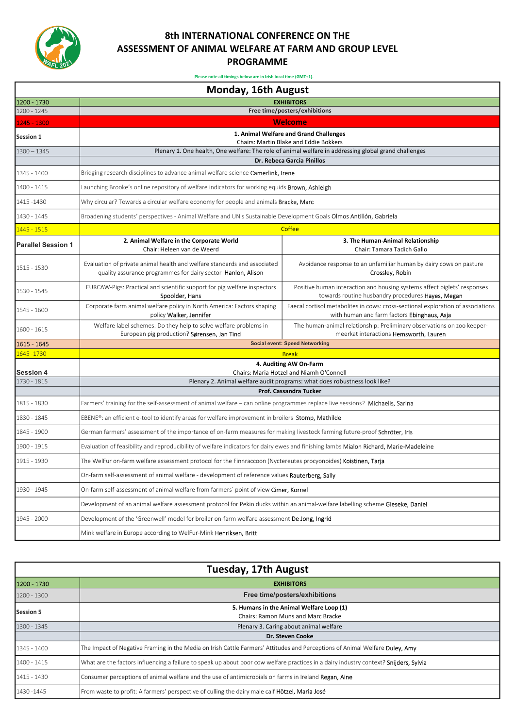# 8th INTERNATIONAL CONFERENCE ON THE ASSESSMENT OF ANIMAL WELFARE AT FARM AND GROUP LEVEL PROGRAMME

Please note all timings below are in Irish local time (GMT+1).

## Monday, 16th August

| Time | Programme | |
|---|---|---|
| 1200 - 1730 | EXHIBITORS | |
| 1200 - 1245 | Free time/posters/exhibitions | |
| 1245 - 1300 | Welcome | |
| Session 1 | 1. Animal Welfare and Grand Challenges<br>Chairs: Martin Blake and Eddie Bokkers | |
| 1300 – 1345 | Plenary 1. One health, One welfare: The role of animal welfare in addressing global grand challenges | |
| | Dr. Rebeca Garcia Pinillos | |
| 1345 - 1400 | Bridging research disciplines to advance animal welfare science Camerlink, Irene | |
| 1400 - 1415 | Launching Brooke's online repository of welfare indicators for working equids Brown, Ashleigh | |
| 1415 -1430 | Why circular? Towards a circular welfare economy for people and animals Bracke, Marc | |
| 1430 - 1445 | Broadening students' perspectives - Animal Welfare and UN's Sustainable Development Goals Olmos Antillón, Gabriela | |
| 1445 - 1515 | Coffee | |
| Parallel Session 1 | 2. Animal Welfare in the Corporate World<br>Chair: Heleen van de Weerd | 3. The Human-Animal Relationship<br>Chair: Tamara Tadich Gallo |
| 1515 - 1530 | Evaluation of private animal health and welfare standards and associated quality assurance programmes for dairy sector Hanlon, Alison | Avoidance response to an unfamiliar human by dairy cows on pasture Crossley, Robin |
| 1530 - 1545 | EURCAW-Pigs: Practical and scientific support for pig welfare inspectors Spoolder, Hans | Positive human interaction and housing systems affect piglets' responses towards routine husbandry procedures Hayes, Megan |
| 1545 - 1600 | Corporate farm animal welfare policy in North America: Factors shaping policy Walker, Jennifer | Faecal cortisol metabolites in cows: cross-sectional exploration of associations with human and farm factors Ebinghaus, Asja |
| 1600 - 1615 | Welfare label schemes: Do they help to solve welfare problems in European pig production? Sørensen, Jan Tind | The human-animal relationship: Preliminary observations on zoo keeper-meerkat interactions Hemsworth, Lauren |
| 1615 - 1645 | Social event: Speed Networking | |
| 1645 -1730 | Break | |
| Session 4 | 4. Auditing AW On-Farm<br>Chairs: Maria Hotzel and Niamh O'Connell | |
| 1730 - 1815 | Plenary 2. Animal welfare audit programs: what does robustness look like? | |
| | Prof. Cassandra Tucker | |
| 1815 - 1830 | Farmers' training for the self-assessment of animal welfare – can online programmes replace live sessions? Michaelis, Sarina | |
| 1830 - 1845 | EBENE®: an efficient e-tool to identify areas for welfare improvement in broilers Stomp, Mathilde | |
| 1845 - 1900 | German farmers' assessment of the importance of on-farm measures for making livestock farming future-proof Schröter, Iris | |
| 1900 - 1915 | Evaluation of feasibility and reproducibility of welfare indicators for dairy ewes and finishing lambs Mialon Richard, Marie-Madeleine | |
| 1915 - 1930 | The WelFur on-farm welfare assessment protocol for the Finnraccoon (Nyctereutes procyonoides) Koistinen, Tarja | |
| | On-farm self-assessment of animal welfare - development of reference values Rauterberg, Sally | |
| 1930 - 1945 | On-farm self-assessment of animal welfare from farmers´ point of view Cimer, Kornel | |
| | Development of an animal welfare assessment protocol for Pekin ducks within an animal-welfare labelling scheme Gieseke, Daniel | |
| 1945 - 2000 | Development of the 'Greenwell' model for broiler on-farm welfare assessment De Jong, Ingrid | |
| | Mink welfare in Europe according to WelFur-Mink Henriksen, Britt | |

## Tuesday, 17th August

| Time | Programme |
|---|---|
| 1200 - 1730 | EXHIBITORS |
| 1200 - 1300 | Free time/posters/exhibitions |
| Session 5 | 5. Humans in the Animal Welfare Loop (1)<br>Chairs: Ramon Muns and Marc Bracke |
| 1300 - 1345 | Plenary 3. Caring about animal welfare |
| | Dr. Steven Cooke |
| 1345 - 1400 | The Impact of Negative Framing in the Media on Irish Cattle Farmers' Attitudes and Perceptions of Animal Welfare Duley, Amy |
| 1400 - 1415 | What are the factors influencing a failure to speak up about poor cow welfare practices in a dairy industry context? Snijders, Sylvia |
| 1415 - 1430 | Consumer perceptions of animal welfare and the use of antimicrobials on farms in Ireland Regan, Aine |
| 1430 -1445 | From waste to profit: A farmers' perspective of culling the dairy male calf Hötzel, Maria José |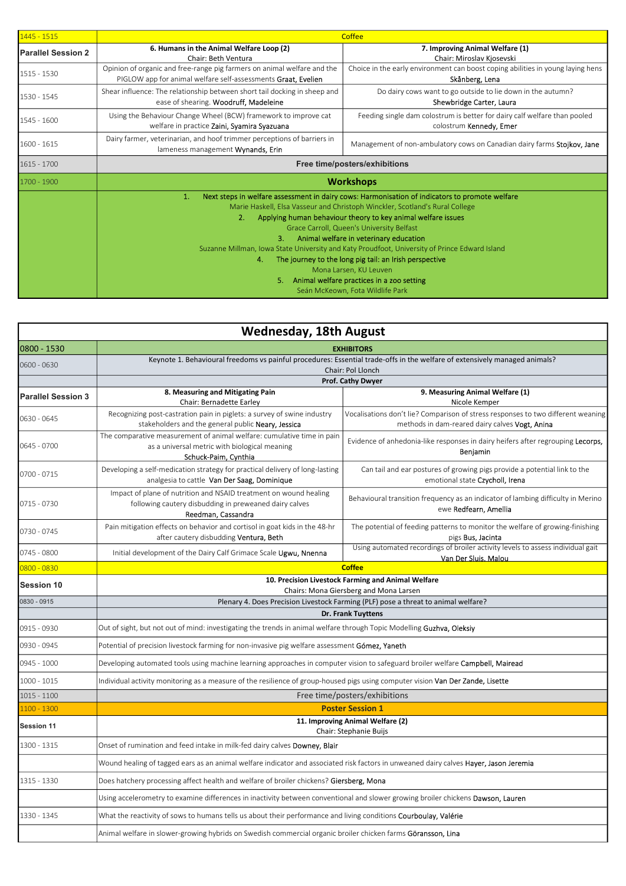| | | |
|---|---|---|
| 1445 - 1515 | Coffee | |
| **Parallel Session 2** | **6. Humans in the Animal Welfare Loop (2)**<br>Chair: Beth Ventura | **7. Improving Animal Welfare (1)**<br>Chair: Miroslav Kjosevski |
| 1515 - 1530 | Opinion of organic and free-range pig farmers on animal welfare and the PIGLOW app for animal welfare self-assessments Graat, Evelien | Choice in the early environment can boost coping abilities in young laying hens Skånberg, Lena |
| 1530 - 1545 | Shear influence: The relationship between short tail docking in sheep and ease of shearing. Woodruff, Madeleine | Do dairy cows want to go outside to lie down in the autumn? Shewbridge Carter, Laura |
| 1545 - 1600 | Using the Behaviour Change Wheel (BCW) framework to improve cat welfare in practice Zaini, Syamira Syazuana | Feeding single dam colostrum is better for dairy calf welfare than pooled colostrum Kennedy, Emer |
| 1600 - 1615 | Dairy farmer, veterinarian, and hoof trimmer perceptions of barriers in lameness management Wynands, Erin | Management of non-ambulatory cows on Canadian dairy farms Stojkov, Jane |
| 1615 - 1700 | **Free time/posters/exhibitions** | |
| 1700 - 1900 | **Workshops** | |
| | 1. Next steps in welfare assessment in dairy cows: Harmonisation of indicators to promote welfare<br>Marie Haskell, Elsa Vasseur and Christoph Winckler, Scotland's Rural College<br>2. Applying human behaviour theory to key animal welfare issues<br>Grace Carroll, Queen's University Belfast<br>3. Animal welfare in veterinary education<br>Suzanne Millman, Iowa State University and Katy Proudfoot, University of Prince Edward Island<br>4. The journey to the long pig tail: an Irish perspective<br>Mona Larsen, KU Leuven<br>5. Animal welfare practices in a zoo setting<br>Seán McKeown, Fota Wildlife Park | |

## Wednesday, 18th August

| | | |
|---|---|---|
| 0800 - 1530 | **EXHIBITORS** | |
| 0600 - 0630 | Keynote 1. Behavioural freedoms vs painful procedures: Essential trade-offs in the welfare of extensively managed animals?<br>Chair: Pol Llonch<br>**Prof. Cathy Dwyer** | |
| **Parallel Session 3** | **8. Measuring and Mitigating Pain**<br>Chair: Bernadette Earley | **9. Measuring Animal Welfare (1)**<br>Nicole Kemper |
| 0630 - 0645 | Recognizing post-castration pain in piglets: a survey of swine industry stakeholders and the general public Neary, Jessica | Vocalisations don't lie? Comparison of stress responses to two different weaning methods in dam-reared dairy calves Vogt, Anina |
| 0645 - 0700 | The comparative measurement of animal welfare: cumulative time in pain as a universal metric with biological meaning Schuck-Paim, Cynthia | Evidence of anhedonia-like responses in dairy heifers after regrouping Lecorps, Benjamin |
| 0700 - 0715 | Developing a self-medication strategy for practical delivery of long-lasting analgesia to cattle Van Der Saag, Dominique | Can tail and ear postures of growing pigs provide a potential link to the emotional state Czycholl, Irena |
| 0715 - 0730 | Impact of plane of nutrition and NSAID treatment on wound healing following cautery disbudding in preweaned dairy calves Reedman, Cassandra | Behavioural transition frequency as an indicator of lambing difficulty in Merino ewe Redfearn, Amellia |
| 0730 - 0745 | Pain mitigation effects on behavior and cortisol in goat kids in the 48-hr after cautery disbudding Ventura, Beth | The potential of feeding patterns to monitor the welfare of growing-finishing pigs Bus, Jacinta |
| 0745 - 0800 | Initial development of the Dairy Calf Grimace Scale Ugwu, Nnenna | Using automated recordings of broiler activity levels to assess individual gait Van Der Sluis, Malou |
| 0800 - 0830 | **Coffee** | |
| **Session 10** | **10. Precision Livestock Farming and Animal Welfare**<br>Chairs: Mona Giersberg and Mona Larsen | |
| 0830 - 0915 | Plenary 4. Does Precision Livestock Farming (PLF) pose a threat to animal welfare?<br>**Dr. Frank Tuyttens** | |
| 0915 - 0930 | Out of sight, but not out of mind: investigating the trends in animal welfare through Topic Modelling Guzhva, Oleksiy | |
| 0930 - 0945 | Potential of precision livestock farming for non-invasive pig welfare assessment Gómez, Yaneth | |
| 0945 - 1000 | Developing automated tools using machine learning approaches in computer vision to safeguard broiler welfare Campbell, Mairead | |
| 1000 - 1015 | Individual activity monitoring as a measure of the resilience of group-housed pigs using computer vision Van Der Zande, Lisette | |
| 1015 - 1100 | Free time/posters/exhibitions | |
| 1100 - 1300 | **Poster Session 1** | |
| **Session 11** | **11. Improving Animal Welfare (2)**<br>Chair: Stephanie Buijs | |
| 1300 - 1315 | Onset of rumination and feed intake in milk-fed dairy calves Downey, Blair | |
| | Wound healing of tagged ears as an animal welfare indicator and associated risk factors in unweaned dairy calves Hayer, Jason Jeremia | |
| 1315 - 1330 | Does hatchery processing affect health and welfare of broiler chickens? Giersberg, Mona | |
| | Using accelerometry to examine differences in inactivity between conventional and slower growing broiler chickens Dawson, Lauren | |
| 1330 - 1345 | What the reactivity of sows to humans tells us about their performance and living conditions Courboulay, Valérie | |
| | Animal welfare in slower-growing hybrids on Swedish commercial organic broiler chicken farms Göransson, Lina | |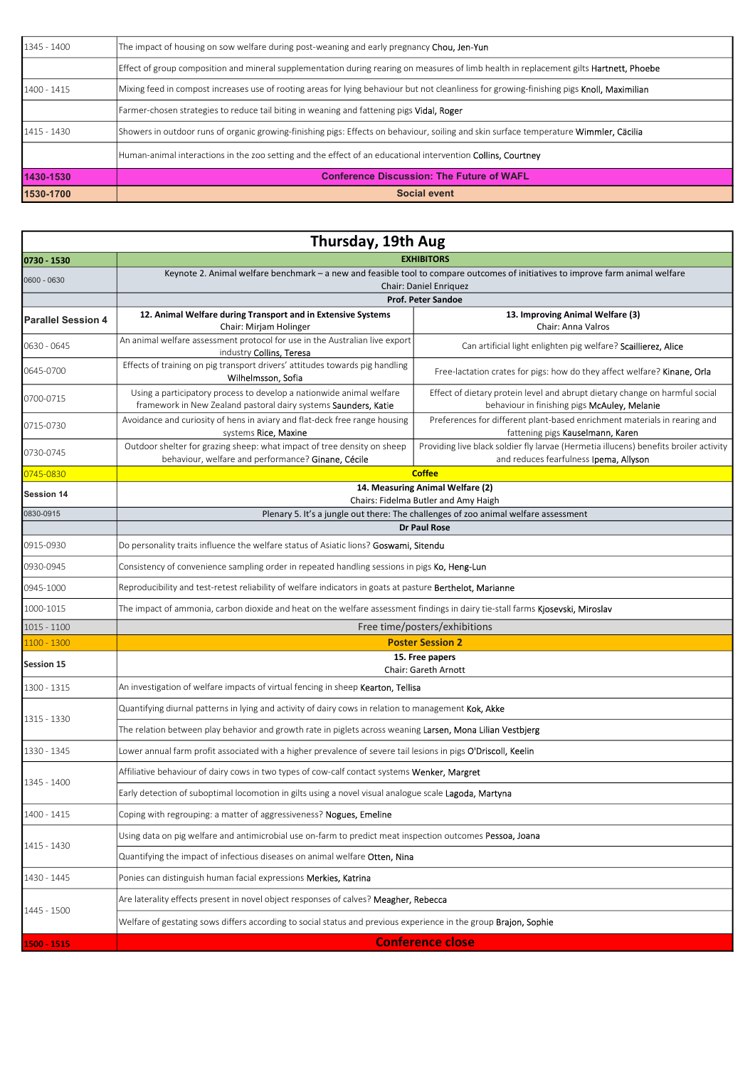| | |
|---|---|
| 1345 - 1400 | The impact of housing on sow welfare during post-weaning and early pregnancy Chou, Jen-Yun |
| | Effect of group composition and mineral supplementation during rearing on measures of limb health in replacement gilts Hartnett, Phoebe |
| 1400 - 1415 | Mixing feed in compost increases use of rooting areas for lying behaviour but not cleanliness for growing-finishing pigs Knoll, Maximilian |
| | Farmer-chosen strategies to reduce tail biting in weaning and fattening pigs Vidal, Roger |
| 1415 - 1430 | Showers in outdoor runs of organic growing-finishing pigs: Effects on behaviour, soiling and skin surface temperature Wimmler, Cäcilia |
| | Human-animal interactions in the zoo setting and the effect of an educational intervention Collins, Courtney |
| **1430-1530** | **Conference Discussion: The Future of WAFL** |
| **1530-1700** | **Social event** |

## Thursday, 19th Aug

| | | |
|---|---|---|
| **0730 - 1530** | **EXHIBITORS** | |
| 0600 - 0630 | Keynote 2. Animal welfare benchmark – a new and feasible tool to compare outcomes of initiatives to improve farm animal welfare<br>Chair: Daniel Enriquez<br>**Prof. Peter Sandoe** | |
| **Parallel Session 4** | **12. Animal Welfare during Transport and in Extensive Systems**<br>Chair: Mirjam Holinger | **13. Improving Animal Welfare (3)**<br>Chair: Anna Valros |
| 0630 - 0645 | An animal welfare assessment protocol for use in the Australian live export industry Collins, Teresa | Can artificial light enlighten pig welfare? Scaillierez, Alice |
| 0645-0700 | Effects of training on pig transport drivers' attitudes towards pig handling Wilhelmsson, Sofia | Free-lactation crates for pigs: how do they affect welfare? Kinane, Orla |
| 0700-0715 | Using a participatory process to develop a nationwide animal welfare framework in New Zealand pastoral dairy systems Saunders, Katie | Effect of dietary protein level and abrupt dietary change on harmful social behaviour in finishing pigs McAuley, Melanie |
| 0715-0730 | Avoidance and curiosity of hens in aviary and flat-deck free range housing systems Rice, Maxine | Preferences for different plant-based enrichment materials in rearing and fattening pigs Kauselmann, Karen |
| 0730-0745 | Outdoor shelter for grazing sheep: what impact of tree density on sheep behaviour, welfare and performance? Ginane, Cécile | Providing live black soldier fly larvae (Hermetia illucens) benefits broiler activity and reduces fearfulness Ipema, Allyson |
| 0745-0830 | **Coffee** | |
| **Session 14** | **14. Measuring Animal Welfare (2)**<br>Chairs: Fidelma Butler and Amy Haigh | |
| 0830-0915 | Plenary 5. It's a jungle out there: The challenges of zoo animal welfare assessment<br>**Dr Paul Rose** | |
| 0915-0930 | Do personality traits influence the welfare status of Asiatic lions? Goswami, Sitendu | |
| 0930-0945 | Consistency of convenience sampling order in repeated handling sessions in pigs Ko, Heng-Lun | |
| 0945-1000 | Reproducibility and test-retest reliability of welfare indicators in goats at pasture Berthelot, Marianne | |
| 1000-1015 | The impact of ammonia, carbon dioxide and heat on the welfare assessment findings in dairy tie-stall farms Kjosevski, Miroslav | |
| 1015 - 1100 | Free time/posters/exhibitions | |
| 1100 - 1300 | **Poster Session 2** | |
| **Session 15** | **15. Free papers**<br>Chair: Gareth Arnott | |
| 1300 - 1315 | An investigation of welfare impacts of virtual fencing in sheep Kearton, Tellisa | |
| 1315 - 1330 | Quantifying diurnal patterns in lying and activity of dairy cows in relation to management Kok, Akke | |
| | The relation between play behavior and growth rate in piglets across weaning Larsen, Mona Lilian Vestbjerg | |
| 1330 - 1345 | Lower annual farm profit associated with a higher prevalence of severe tail lesions in pigs O'Driscoll, Keelin | |
| 1345 - 1400 | Affiliative behaviour of dairy cows in two types of cow-calf contact systems Wenker, Margret | |
| | Early detection of suboptimal locomotion in gilts using a novel visual analogue scale Lagoda, Martyna | |
| 1400 - 1415 | Coping with regrouping: a matter of aggressiveness? Nogues, Emeline | |
| 1415 - 1430 | Using data on pig welfare and antimicrobial use on-farm to predict meat inspection outcomes Pessoa, Joana | |
| | Quantifying the impact of infectious diseases on animal welfare Otten, Nina | |
| 1430 - 1445 | Ponies can distinguish human facial expressions Merkies, Katrina | |
| 1445 - 1500 | Are laterality effects present in novel object responses of calves? Meagher, Rebecca | |
| | Welfare of gestating sows differs according to social status and previous experience in the group Brajon, Sophie | |
| **1500 - 1515** | **Conference close** | |